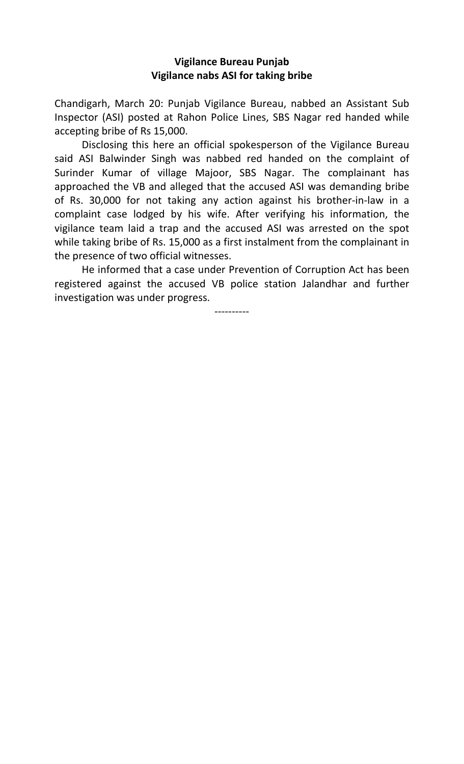**Vigilance Bureau Punjab**
**Vigilance nabs ASI for taking bribe**

Chandigarh, March 20: Punjab Vigilance Bureau, nabbed an Assistant Sub Inspector (ASI) posted at Rahon Police Lines, SBS Nagar red handed while accepting bribe of Rs 15,000.

Disclosing this here an official spokesperson of the Vigilance Bureau said ASI Balwinder Singh was nabbed red handed on the complaint of Surinder Kumar of village Majoor, SBS Nagar. The complainant has approached the VB and alleged that the accused ASI was demanding bribe of Rs. 30,000 for not taking any action against his brother-in-law in a complaint case lodged by his wife. After verifying his information, the vigilance team laid a trap and the accused ASI was arrested on the spot while taking bribe of Rs. 15,000 as a first instalment from the complainant in the presence of two official witnesses.

He informed that a case under Prevention of Corruption Act has been registered against the accused VB police station Jalandhar and further investigation was under progress.

----------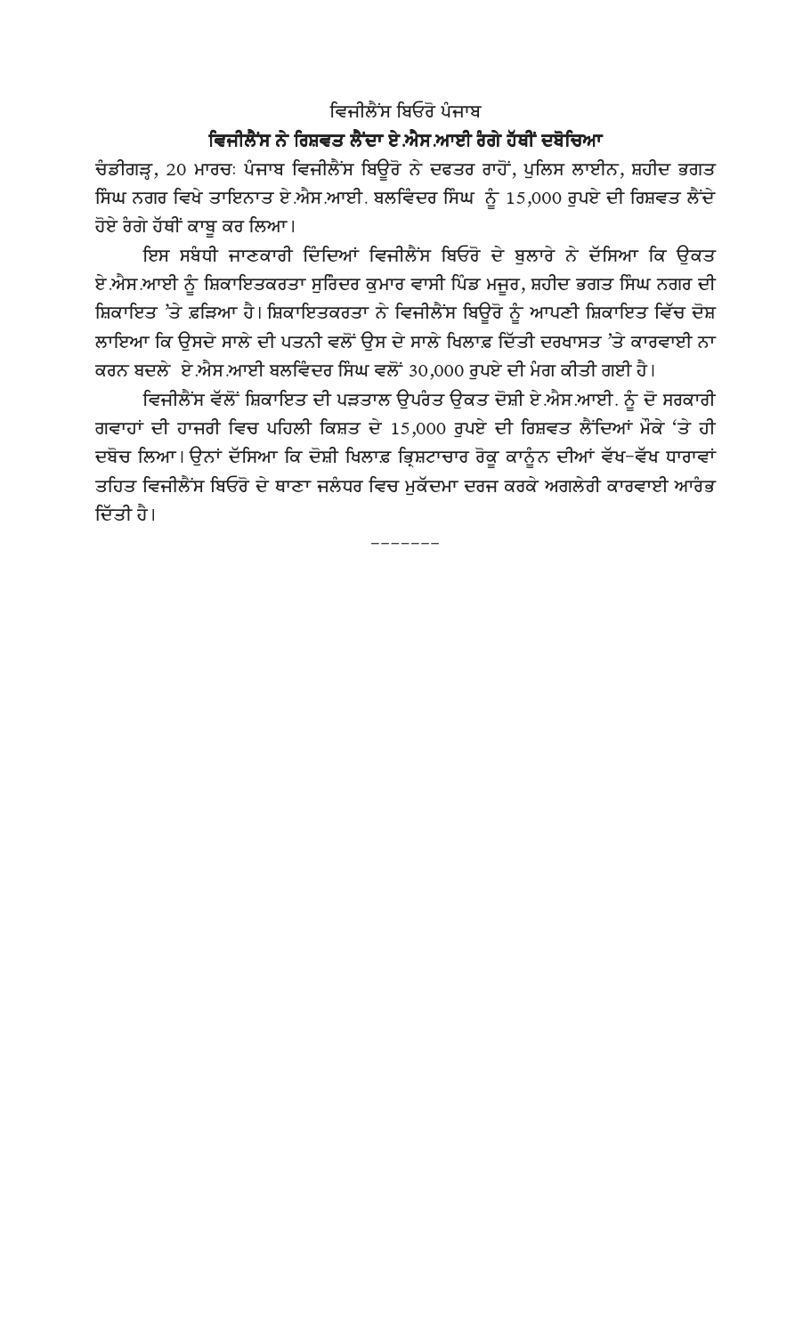ਵਿਜੀਲੈਂਸ ਬਿਓਰੋ ਪੰਜਾਬ

**ਵਿਜੀਲੈਂਸ ਨੇ ਰਿਸ਼ਵਤ ਲੈਂਦਾ ਏ.ਐਸ.ਆਈ ਰੰਗੇ ਹੱਥੀਂ ਦਬੋਚਿਆ**

ਚੰਡੀਗੜ੍ਹ, 20 ਮਾਰਚਃ ਪੰਜਾਬ ਵਿਜੀਲੈਂਸ ਬਿਊਰੋ ਨੇ ਦਫਤਰ ਰਾਹੋਂ, ਪੁਲਿਸ ਲਾਈਨ, ਸ਼ਹੀਦ ਭਗਤ ਸਿੰਘ ਨਗਰ ਵਿਖੇ ਤਾਇਨਾਤ ਏ.ਐਸ.ਆਈ. ਬਲਵਿੰਦਰ ਸਿੰਘ ਨੂੰ 15,000 ਰੁਪਏ ਦੀ ਰਿਸ਼ਵਤ ਲੈਂਦੇ ਹੋਏ ਰੰਗੇ ਹੱਥੀਂ ਕਾਬੂ ਕਰ ਲਿਆ।

ਇਸ ਸਬੰਧੀ ਜਾਣਕਾਰੀ ਦਿੰਦਿਆਂ ਵਿਜੀਲੈਂਸ ਬਿਓਰੋ ਦੇ ਬੁਲਾਰੇ ਨੇ ਦੱਸਿਆ ਕਿ ਉਕਤ ਏ.ਐਸ.ਆਈ ਨੂੰ ਸ਼ਿਕਾਇਤਕਰਤਾ ਸੁਰਿੰਦਰ ਕੁਮਾਰ ਵਾਸੀ ਪਿੰਡ ਮਜੂਰ, ਸ਼ਹੀਦ ਭਗਤ ਸਿੰਘ ਨਗਰ ਦੀ ਸ਼ਿਕਾਇਤ 'ਤੇ ਫ਼ੜਿਆ ਹੈ। ਸ਼ਿਕਾਇਤਕਰਤਾ ਨੇ ਵਿਜੀਲੈਂਸ ਬਿਊਰੋ ਨੂੰ ਆਪਣੀ ਸ਼ਿਕਾਇਤ ਵਿੱਚ ਦੋਸ਼ ਲਾਇਆ ਕਿ ਉਸਦੇ ਸਾਲੇ ਦੀ ਪਤਨੀ ਵਲੋਂ ਉਸ ਦੇ ਸਾਲੇ ਖਿਲਾਫ਼ ਦਿੱਤੀ ਦਰਖਾਸਤ 'ਤੇ ਕਾਰਵਾਈ ਨਾ ਕਰਨ ਬਦਲੇ ਏ.ਐਸ.ਆਈ ਬਲਵਿੰਦਰ ਸਿੰਘ ਵਲੋਂ 30,000 ਰੁਪਏ ਦੀ ਮੰਗ ਕੀਤੀ ਗਈ ਹੈ।

ਵਿਜੀਲੈਂਸ ਵੱਲੋਂ ਸ਼ਿਕਾਇਤ ਦੀ ਪੜਤਾਲ ਉਪਰੰਤ ਉਕਤ ਦੋਸ਼ੀ ਏ.ਐਸ.ਆਈ. ਨੂੰ ਦੋ ਸਰਕਾਰੀ ਗਵਾਹਾਂ ਦੀ ਹਾਜਰੀ ਵਿਚ ਪਹਿਲੀ ਕਿਸ਼ਤ ਦੇ 15,000 ਰੁਪਏ ਦੀ ਰਿਸ਼ਵਤ ਲੈਂਦਿਆਂ ਮੌਕੇ 'ਤੇ ਹੀ ਦਬੋਚ ਲਿਆ। ਉਨਾਂ ਦੱਸਿਆ ਕਿ ਦੋਸ਼ੀ ਖਿਲਾਫ਼ ਭ੍ਰਿਸ਼ਟਾਚਾਰ ਰੋਕੂ ਕਾਨੂੰਨ ਦੀਆਂ ਵੱਖ-ਵੱਖ ਧਾਰਾਵਾਂ ਤਹਿਤ ਵਿਜੀਲੈਂਸ ਬਿਓਰੋ ਦੇ ਥਾਣਾ ਜਲੰਧਰ ਵਿਚ ਮੁਕੱਦਮਾ ਦਰਜ ਕਰਕੇ ਅਗਲੇਰੀ ਕਾਰਵਾਈ ਆਰੰਭ ਦਿੱਤੀ ਹੈ।

-------